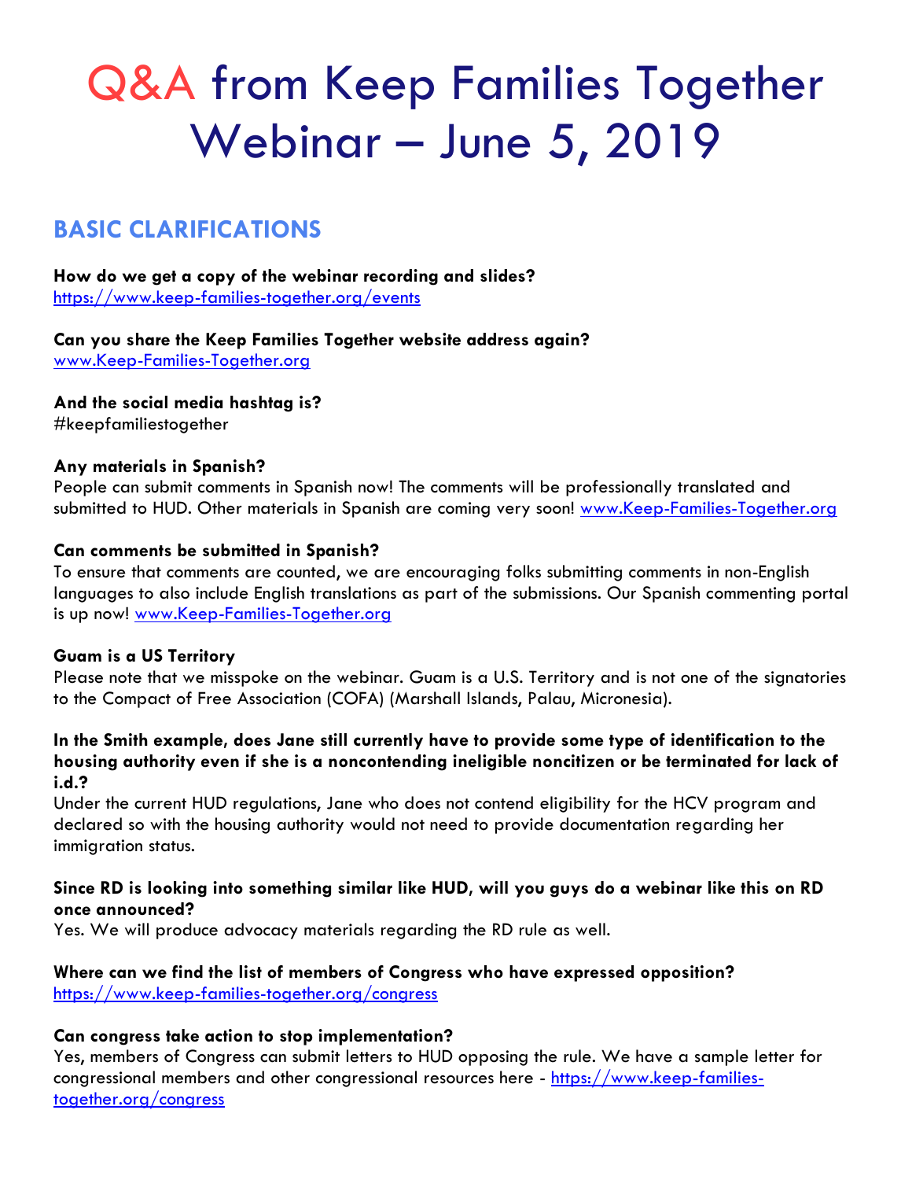# Q&A from Keep Families Together Webinar – June 5, 2019

## BASIC CLARIFICATIONS

**How do we get a copy of the webinar recording and slides?**
https://www.keep-families-together.org/events

**Can you share the Keep Families Together website address again?**
www.Keep-Families-Together.org

**And the social media hashtag is?**
#keepfamiliestogether

**Any materials in Spanish?**
People can submit comments in Spanish now! The comments will be professionally translated and submitted to HUD. Other materials in Spanish are coming very soon! www.Keep-Families-Together.org

**Can comments be submitted in Spanish?**
To ensure that comments are counted, we are encouraging folks submitting comments in non-English languages to also include English translations as part of the submissions. Our Spanish commenting portal is up now! www.Keep-Families-Together.org

**Guam is a US Territory**
Please note that we misspoke on the webinar. Guam is a U.S. Territory and is not one of the signatories to the Compact of Free Association (COFA) (Marshall Islands, Palau, Micronesia).

**In the Smith example, does Jane still currently have to provide some type of identification to the housing authority even if she is a noncontending ineligible noncitizen or be terminated for lack of i.d.?**
Under the current HUD regulations, Jane who does not contend eligibility for the HCV program and declared so with the housing authority would not need to provide documentation regarding her immigration status.

**Since RD is looking into something similar like HUD, will you guys do a webinar like this on RD once announced?**
Yes. We will produce advocacy materials regarding the RD rule as well.

**Where can we find the list of members of Congress who have expressed opposition?**
https://www.keep-families-together.org/congress

**Can congress take action to stop implementation?**
Yes, members of Congress can submit letters to HUD opposing the rule. We have a sample letter for congressional members and other congressional resources here - https://www.keep-families-together.org/congress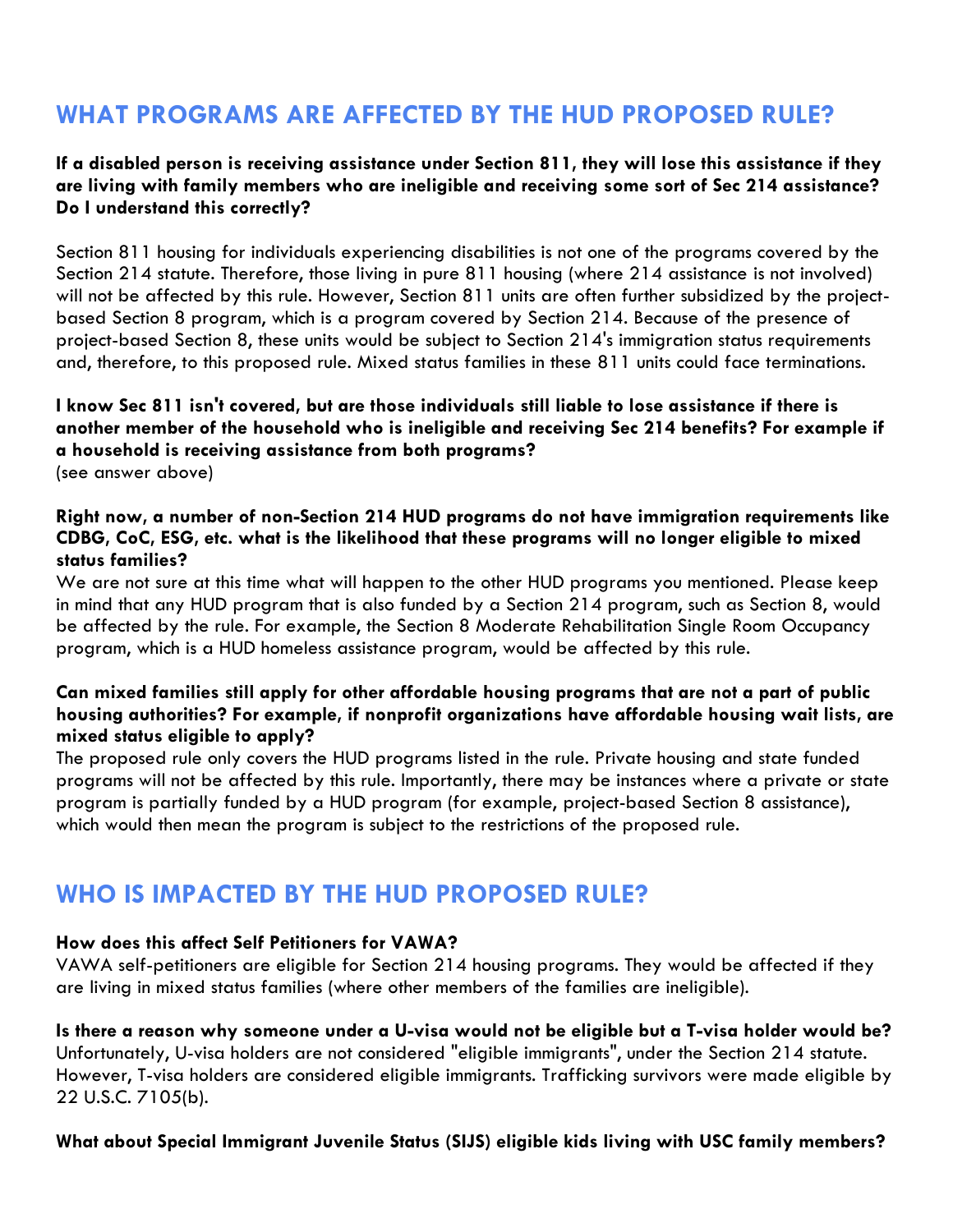## WHAT PROGRAMS ARE AFFECTED BY THE HUD PROPOSED RULE?

**If a disabled person is receiving assistance under Section 811, they will lose this assistance if they are living with family members who are ineligible and receiving some sort of Sec 214 assistance? Do I understand this correctly?**

Section 811 housing for individuals experiencing disabilities is not one of the programs covered by the Section 214 statute. Therefore, those living in pure 811 housing (where 214 assistance is not involved) will not be affected by this rule. However, Section 811 units are often further subsidized by the project-based Section 8 program, which is a program covered by Section 214. Because of the presence of project-based Section 8, these units would be subject to Section 214's immigration status requirements and, therefore, to this proposed rule. Mixed status families in these 811 units could face terminations.

**I know Sec 811 isn't covered, but are those individuals still liable to lose assistance if there is another member of the household who is ineligible and receiving Sec 214 benefits? For example if a household is receiving assistance from both programs?**
(see answer above)

**Right now, a number of non-Section 214 HUD programs do not have immigration requirements like CDBG, CoC, ESG, etc. what is the likelihood that these programs will no longer eligible to mixed status families?**
We are not sure at this time what will happen to the other HUD programs you mentioned. Please keep in mind that any HUD program that is also funded by a Section 214 program, such as Section 8, would be affected by the rule. For example, the Section 8 Moderate Rehabilitation Single Room Occupancy program, which is a HUD homeless assistance program, would be affected by this rule.

**Can mixed families still apply for other affordable housing programs that are not a part of public housing authorities? For example, if nonprofit organizations have affordable housing wait lists, are mixed status eligible to apply?**
The proposed rule only covers the HUD programs listed in the rule. Private housing and state funded programs will not be affected by this rule. Importantly, there may be instances where a private or state program is partially funded by a HUD program (for example, project-based Section 8 assistance), which would then mean the program is subject to the restrictions of the proposed rule.

## WHO IS IMPACTED BY THE HUD PROPOSED RULE?

**How does this affect Self Petitioners for VAWA?**
VAWA self-petitioners are eligible for Section 214 housing programs. They would be affected if they are living in mixed status families (where other members of the families are ineligible).

**Is there a reason why someone under a U-visa would not be eligible but a T-visa holder would be?**
Unfortunately, U-visa holders are not considered "eligible immigrants", under the Section 214 statute. However, T-visa holders are considered eligible immigrants. Trafficking survivors were made eligible by 22 U.S.C. 7105(b).

**What about Special Immigrant Juvenile Status (SIJS) eligible kids living with USC family members?**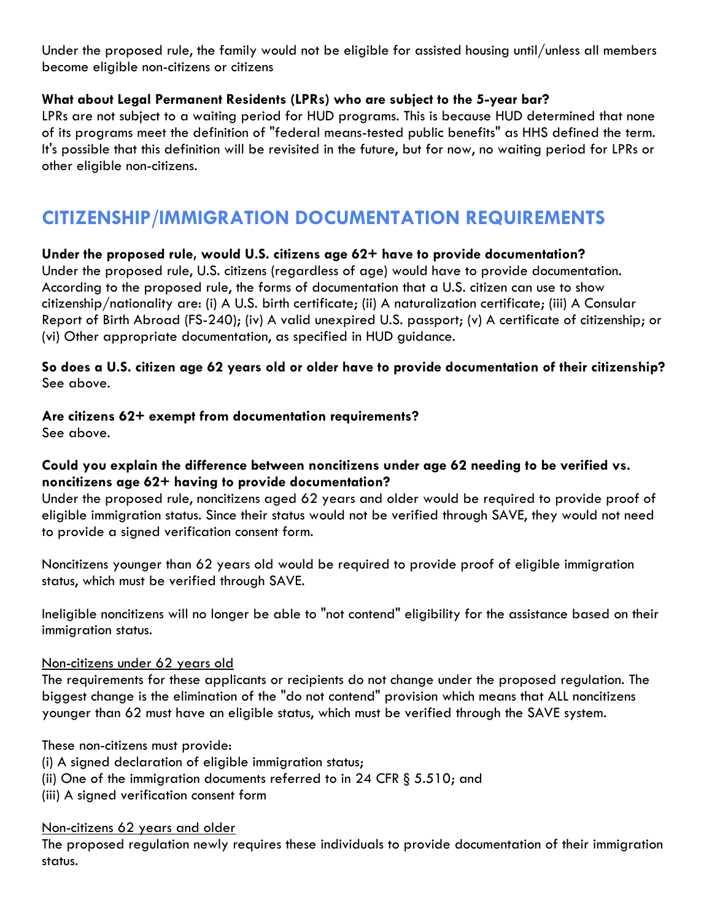Under the proposed rule, the family would not be eligible for assisted housing until/unless all members become eligible non-citizens or citizens

**What about Legal Permanent Residents (LPRs) who are subject to the 5-year bar?**
LPRs are not subject to a waiting period for HUD programs. This is because HUD determined that none of its programs meet the definition of "federal means-tested public benefits" as HHS defined the term. It's possible that this definition will be revisited in the future, but for now, no waiting period for LPRs or other eligible non-citizens.

## CITIZENSHIP/IMMIGRATION DOCUMENTATION REQUIREMENTS

**Under the proposed rule, would U.S. citizens age 62+ have to provide documentation?**
Under the proposed rule, U.S. citizens (regardless of age) would have to provide documentation. According to the proposed rule, the forms of documentation that a U.S. citizen can use to show citizenship/nationality are: (i) A U.S. birth certificate; (ii) A naturalization certificate; (iii) A Consular Report of Birth Abroad (FS-240); (iv) A valid unexpired U.S. passport; (v) A certificate of citizenship; or (vi) Other appropriate documentation, as specified in HUD guidance.

**So does a U.S. citizen age 62 years old or older have to provide documentation of their citizenship?**
See above.

**Are citizens 62+ exempt from documentation requirements?**
See above.

**Could you explain the difference between noncitizens under age 62 needing to be verified vs. noncitizens age 62+ having to provide documentation?**
Under the proposed rule, noncitizens aged 62 years and older would be required to provide proof of eligible immigration status. Since their status would not be verified through SAVE, they would not need to provide a signed verification consent form.

Noncitizens younger than 62 years old would be required to provide proof of eligible immigration status, which must be verified through SAVE.

Ineligible noncitizens will no longer be able to "not contend" eligibility for the assistance based on their immigration status.

Non-citizens under 62 years old

The requirements for these applicants or recipients do not change under the proposed regulation. The biggest change is the elimination of the "do not contend" provision which means that ALL noncitizens younger than 62 must have an eligible status, which must be verified through the SAVE system.

These non-citizens must provide:
(i) A signed declaration of eligible immigration status;
(ii) One of the immigration documents referred to in 24 CFR § 5.510; and
(iii) A signed verification consent form

Non-citizens 62 years and older

The proposed regulation newly requires these individuals to provide documentation of their immigration status.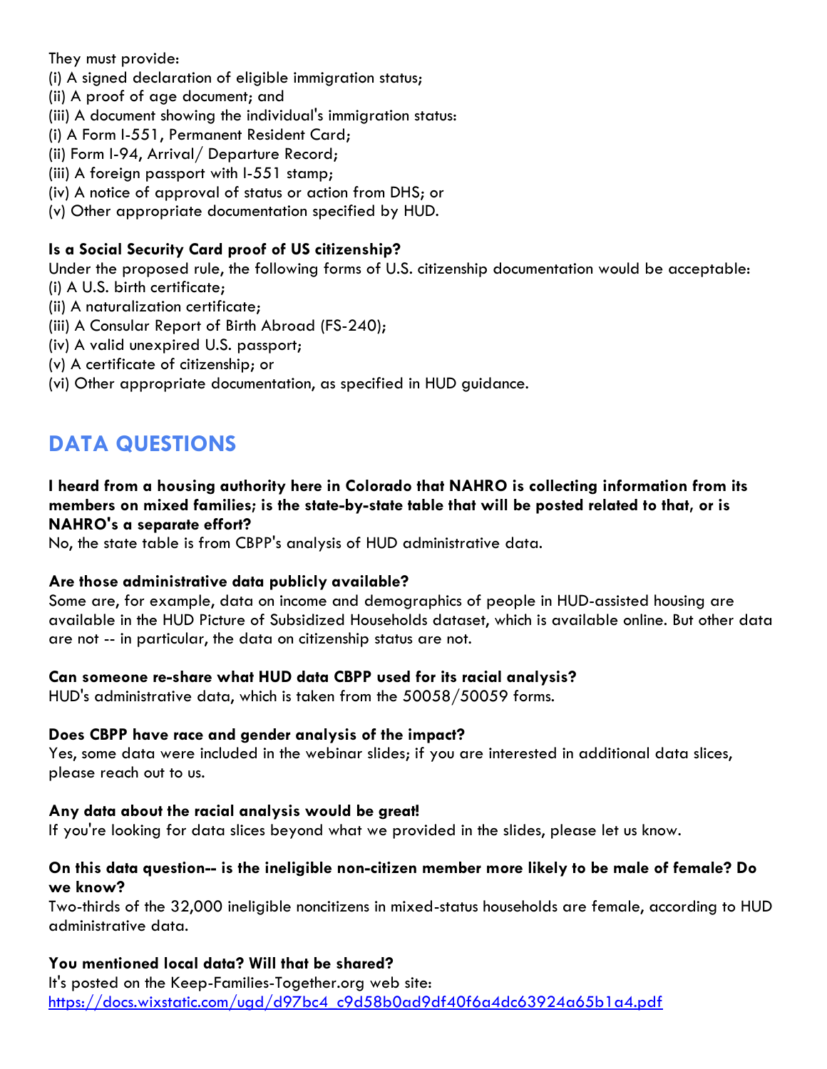They must provide:
(i) A signed declaration of eligible immigration status;
(ii) A proof of age document; and
(iii) A document showing the individual's immigration status:
(i) A Form I-551, Permanent Resident Card;
(ii) Form I-94, Arrival/ Departure Record;
(iii) A foreign passport with I-551 stamp;
(iv) A notice of approval of status or action from DHS; or
(v) Other appropriate documentation specified by HUD.

**Is a Social Security Card proof of US citizenship?**
Under the proposed rule, the following forms of U.S. citizenship documentation would be acceptable:
(i) A U.S. birth certificate;
(ii) A naturalization certificate;
(iii) A Consular Report of Birth Abroad (FS-240);
(iv) A valid unexpired U.S. passport;
(v) A certificate of citizenship; or
(vi) Other appropriate documentation, as specified in HUD guidance.

## DATA QUESTIONS

**I heard from a housing authority here in Colorado that NAHRO is collecting information from its members on mixed families; is the state-by-state table that will be posted related to that, or is NAHRO's a separate effort?**
No, the state table is from CBPP's analysis of HUD administrative data.

**Are those administrative data publicly available?**
Some are, for example, data on income and demographics of people in HUD-assisted housing are available in the HUD Picture of Subsidized Households dataset, which is available online. But other data are not -- in particular, the data on citizenship status are not.

**Can someone re-share what HUD data CBPP used for its racial analysis?**
HUD's administrative data, which is taken from the 50058/50059 forms.

**Does CBPP have race and gender analysis of the impact?**
Yes, some data were included in the webinar slides; if you are interested in additional data slices, please reach out to us.

**Any data about the racial analysis would be great!**
If you're looking for data slices beyond what we provided in the slides, please let us know.

**On this data question-- is the ineligible non-citizen member more likely to be male of female? Do we know?**
Two-thirds of the 32,000 ineligible noncitizens in mixed-status households are female, according to HUD administrative data.

**You mentioned local data? Will that be shared?**
It's posted on the Keep-Families-Together.org web site:
[https://docs.wixstatic.com/ugd/d97bc4_c9d58b0ad9df40f6a4dc63924a65b1a4.pdf](https://docs.wixstatic.com/ugd/d97bc4_c9d58b0ad9df40f6a4dc63924a65b1a4.pdf)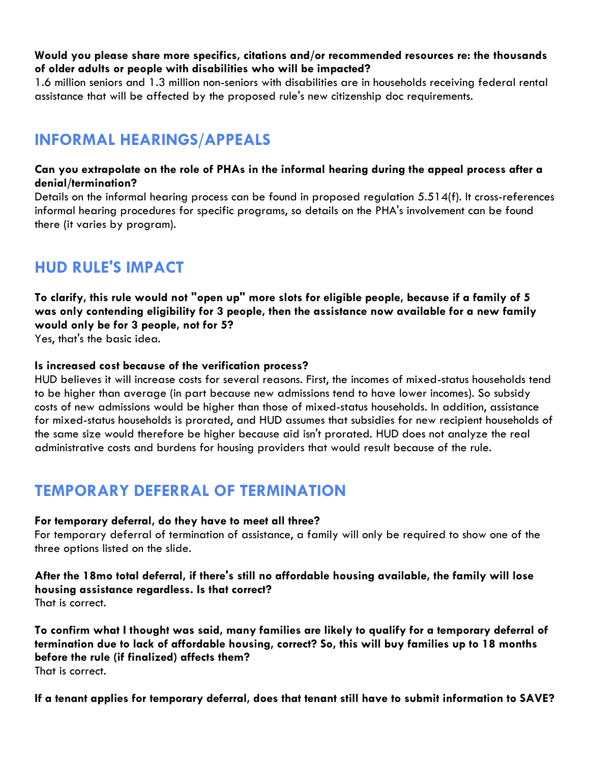**Would you please share more specifics, citations and/or recommended resources re: the thousands of older adults or people with disabilities who will be impacted?**
1.6 million seniors and 1.3 million non-seniors with disabilities are in households receiving federal rental assistance that will be affected by the proposed rule's new citizenship doc requirements.

## INFORMAL HEARINGS/APPEALS

**Can you extrapolate on the role of PHAs in the informal hearing during the appeal process after a denial/termination?**
Details on the informal hearing process can be found in proposed regulation 5.514(f). It cross-references informal hearing procedures for specific programs, so details on the PHA's involvement can be found there (it varies by program).

## HUD RULE'S IMPACT

**To clarify, this rule would not "open up" more slots for eligible people, because if a family of 5 was only contending eligibility for 3 people, then the assistance now available for a new family would only be for 3 people, not for 5?**
Yes, that's the basic idea.

**Is increased cost because of the verification process?**
HUD believes it will increase costs for several reasons. First, the incomes of mixed-status households tend to be higher than average (in part because new admissions tend to have lower incomes). So subsidy costs of new admissions would be higher than those of mixed-status households. In addition, assistance for mixed-status households is prorated, and HUD assumes that subsidies for new recipient households of the same size would therefore be higher because aid isn't prorated. HUD does not analyze the real administrative costs and burdens for housing providers that would result because of the rule.

## TEMPORARY DEFERRAL OF TERMINATION

**For temporary deferral, do they have to meet all three?**
For temporary deferral of termination of assistance, a family will only be required to show one of the three options listed on the slide.

**After the 18mo total deferral, if there's still no affordable housing available, the family will lose housing assistance regardless. Is that correct?**
That is correct.

**To confirm what I thought was said, many families are likely to qualify for a temporary deferral of termination due to lack of affordable housing, correct? So, this will buy families up to 18 months before the rule (if finalized) affects them?**
That is correct.

**If a tenant applies for temporary deferral, does that tenant still have to submit information to SAVE?**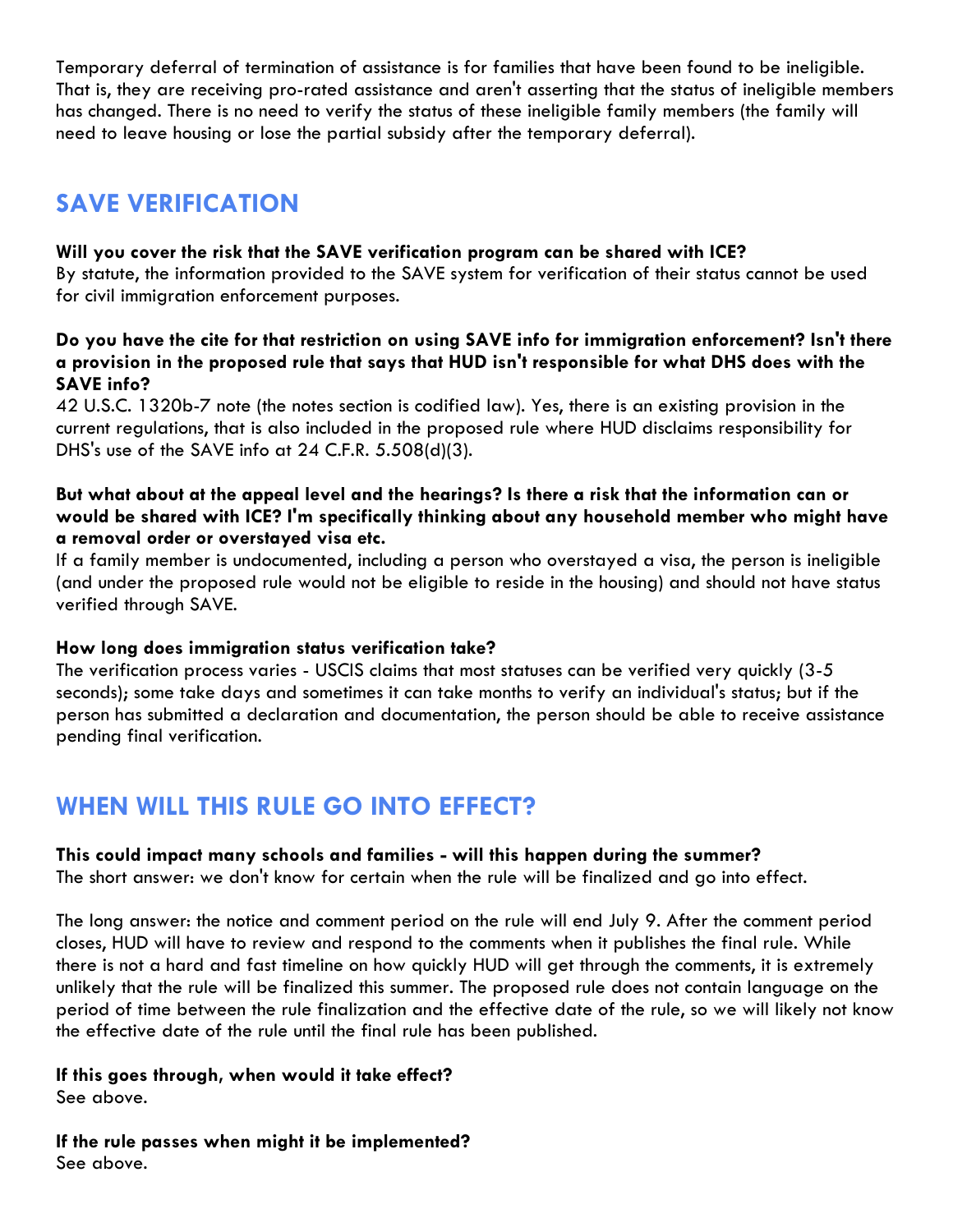Temporary deferral of termination of assistance is for families that have been found to be ineligible. That is, they are receiving pro-rated assistance and aren't asserting that the status of ineligible members has changed. There is no need to verify the status of these ineligible family members (the family will need to leave housing or lose the partial subsidy after the temporary deferral).

## SAVE VERIFICATION

**Will you cover the risk that the SAVE verification program can be shared with ICE?**
By statute, the information provided to the SAVE system for verification of their status cannot be used for civil immigration enforcement purposes.

**Do you have the cite for that restriction on using SAVE info for immigration enforcement? Isn't there a provision in the proposed rule that says that HUD isn't responsible for what DHS does with the SAVE info?**
42 U.S.C. 1320b-7 note (the notes section is codified law). Yes, there is an existing provision in the current regulations, that is also included in the proposed rule where HUD disclaims responsibility for DHS's use of the SAVE info at 24 C.F.R. 5.508(d)(3).

**But what about at the appeal level and the hearings? Is there a risk that the information can or would be shared with ICE? I'm specifically thinking about any household member who might have a removal order or overstayed visa etc.**
If a family member is undocumented, including a person who overstayed a visa, the person is ineligible (and under the proposed rule would not be eligible to reside in the housing) and should not have status verified through SAVE.

**How long does immigration status verification take?**
The verification process varies - USCIS claims that most statuses can be verified very quickly (3-5 seconds); some take days and sometimes it can take months to verify an individual's status; but if the person has submitted a declaration and documentation, the person should be able to receive assistance pending final verification.

## WHEN WILL THIS RULE GO INTO EFFECT?

**This could impact many schools and families - will this happen during the summer?**
The short answer: we don't know for certain when the rule will be finalized and go into effect.

The long answer: the notice and comment period on the rule will end July 9. After the comment period closes, HUD will have to review and respond to the comments when it publishes the final rule. While there is not a hard and fast timeline on how quickly HUD will get through the comments, it is extremely unlikely that the rule will be finalized this summer. The proposed rule does not contain language on the period of time between the rule finalization and the effective date of the rule, so we will likely not know the effective date of the rule until the final rule has been published.

**If this goes through, when would it take effect?**
See above.

**If the rule passes when might it be implemented?**
See above.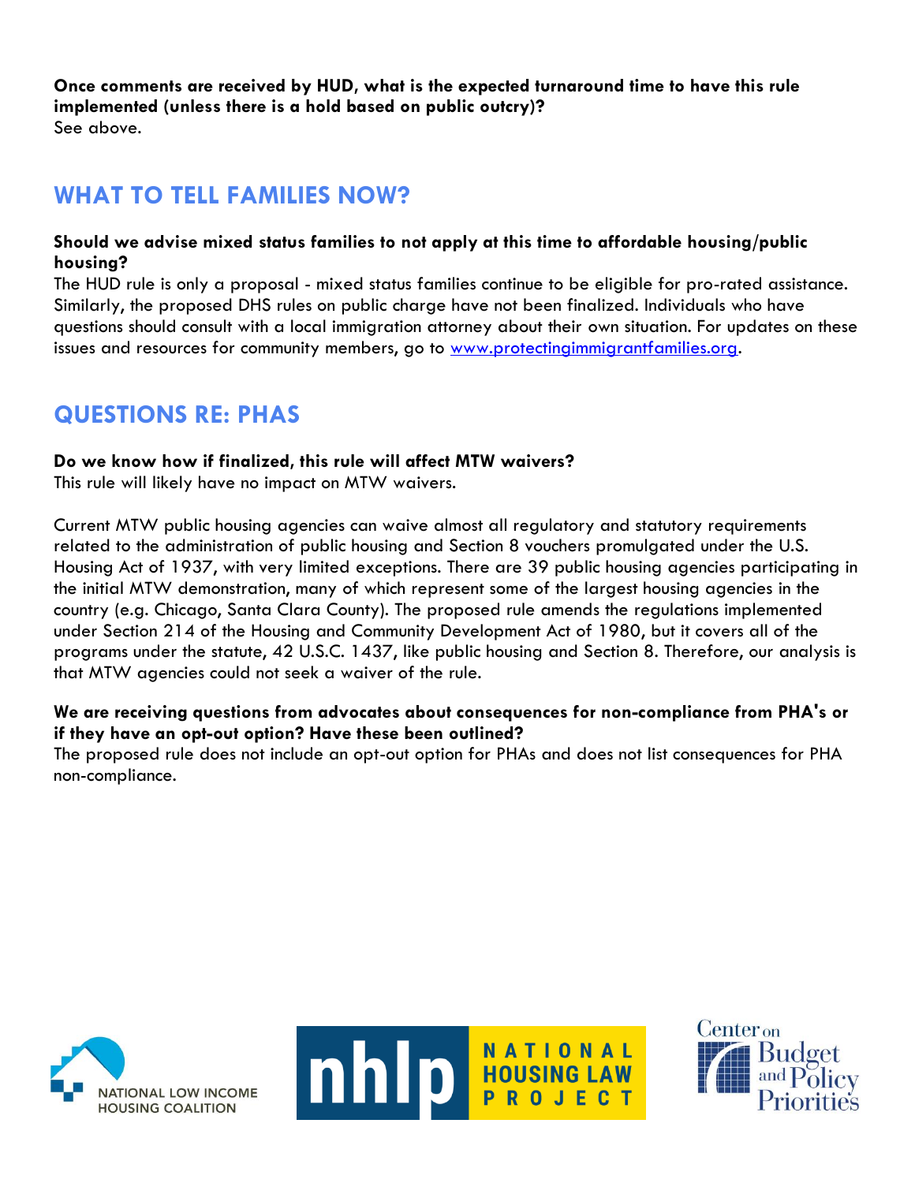**Once comments are received by HUD, what is the expected turnaround time to have this rule implemented (unless there is a hold based on public outcry)?**
See above.

## WHAT TO TELL FAMILIES NOW?

**Should we advise mixed status families to not apply at this time to affordable housing/public housing?**
The HUD rule is only a proposal - mixed status families continue to be eligible for pro-rated assistance. Similarly, the proposed DHS rules on public charge have not been finalized. Individuals who have questions should consult with a local immigration attorney about their own situation. For updates on these issues and resources for community members, go to www.protectingimmigrantfamilies.org.

## QUESTIONS RE: PHAS

**Do we know how if finalized, this rule will affect MTW waivers?**
This rule will likely have no impact on MTW waivers.

Current MTW public housing agencies can waive almost all regulatory and statutory requirements related to the administration of public housing and Section 8 vouchers promulgated under the U.S. Housing Act of 1937, with very limited exceptions. There are 39 public housing agencies participating in the initial MTW demonstration, many of which represent some of the largest housing agencies in the country (e.g. Chicago, Santa Clara County). The proposed rule amends the regulations implemented under Section 214 of the Housing and Community Development Act of 1980, but it covers all of the programs under the statute, 42 U.S.C. 1437, like public housing and Section 8. Therefore, our analysis is that MTW agencies could not seek a waiver of the rule.

**We are receiving questions from advocates about consequences for non-compliance from PHA's or if they have an opt-out option? Have these been outlined?**
The proposed rule does not include an opt-out option for PHAs and does not list consequences for PHA non-compliance.

NATIONAL LOW INCOME HOUSING COALITION

nhlp NATIONAL HOUSING LAW PROJECT

Center on Budget and Policy Priorities